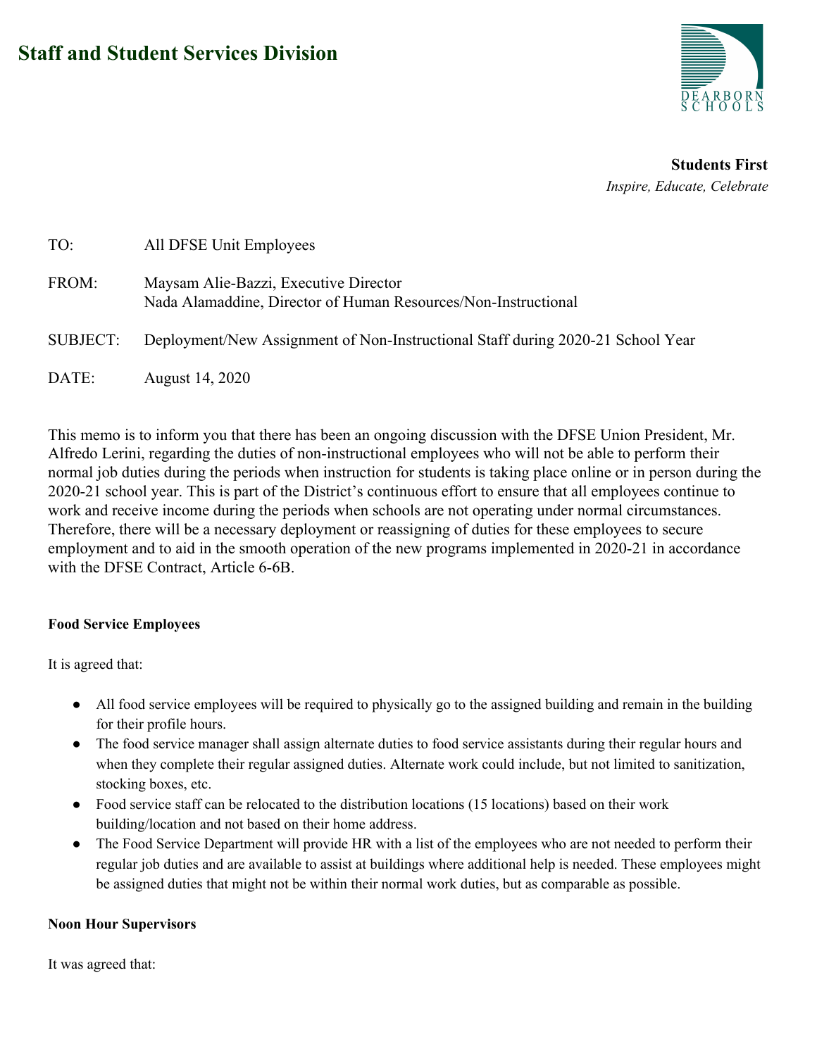# Staff and Student Services Division

DEARBORN SCHOOLS

**Students First**
*Inspire, Educate, Celebrate*

TO: All DFSE Unit Employees

FROM: Maysam Alie-Bazzi, Executive Director
Nada Alamaddine, Director of Human Resources/Non-Instructional

SUBJECT: Deployment/New Assignment of Non-Instructional Staff during 2020-21 School Year

DATE: August 14, 2020

This memo is to inform you that there has been an ongoing discussion with the DFSE Union President, Mr. Alfredo Lerini, regarding the duties of non-instructional employees who will not be able to perform their normal job duties during the periods when instruction for students is taking place online or in person during the 2020-21 school year. This is part of the District's continuous effort to ensure that all employees continue to work and receive income during the periods when schools are not operating under normal circumstances. Therefore, there will be a necessary deployment or reassigning of duties for these employees to secure employment and to aid in the smooth operation of the new programs implemented in 2020-21 in accordance with the DFSE Contract, Article 6-6B.

**Food Service Employees**

It is agreed that:

- All food service employees will be required to physically go to the assigned building and remain in the building for their profile hours.
- The food service manager shall assign alternate duties to food service assistants during their regular hours and when they complete their regular assigned duties. Alternate work could include, but not limited to sanitization, stocking boxes, etc.
- Food service staff can be relocated to the distribution locations (15 locations) based on their work building/location and not based on their home address.
- The Food Service Department will provide HR with a list of the employees who are not needed to perform their regular job duties and are available to assist at buildings where additional help is needed. These employees might be assigned duties that might not be within their normal work duties, but as comparable as possible.

**Noon Hour Supervisors**

It was agreed that: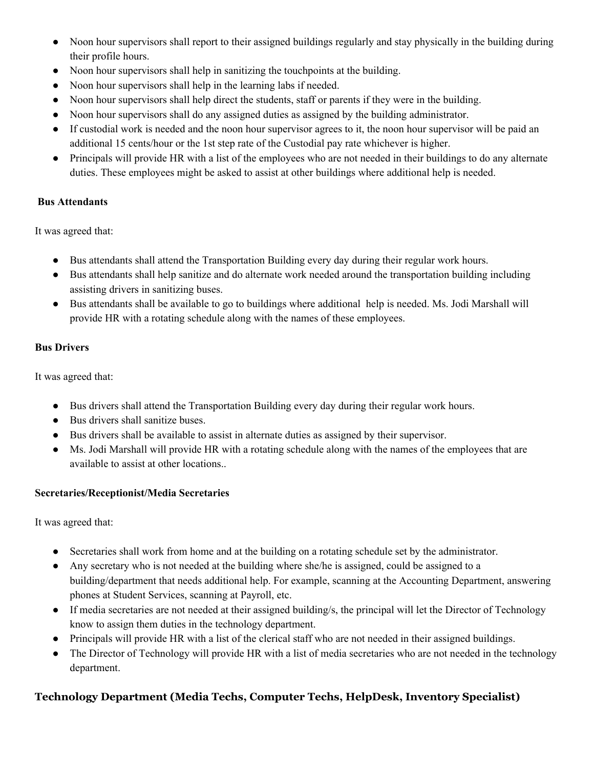- Noon hour supervisors shall report to their assigned buildings regularly and stay physically in the building during their profile hours.
- Noon hour supervisors shall help in sanitizing the touchpoints at the building.
- Noon hour supervisors shall help in the learning labs if needed.
- Noon hour supervisors shall help direct the students, staff or parents if they were in the building.
- Noon hour supervisors shall do any assigned duties as assigned by the building administrator.
- If custodial work is needed and the noon hour supervisor agrees to it, the noon hour supervisor will be paid an additional 15 cents/hour or the 1st step rate of the Custodial pay rate whichever is higher.
- Principals will provide HR with a list of the employees who are not needed in their buildings to do any alternate duties. These employees might be asked to assist at other buildings where additional help is needed.

**Bus Attendants**

It was agreed that:

- Bus attendants shall attend the Transportation Building every day during their regular work hours.
- Bus attendants shall help sanitize and do alternate work needed around the transportation building including assisting drivers in sanitizing buses.
- Bus attendants shall be available to go to buildings where additional help is needed. Ms. Jodi Marshall will provide HR with a rotating schedule along with the names of these employees.

**Bus Drivers**

It was agreed that:

- Bus drivers shall attend the Transportation Building every day during their regular work hours.
- Bus drivers shall sanitize buses.
- Bus drivers shall be available to assist in alternate duties as assigned by their supervisor.
- Ms. Jodi Marshall will provide HR with a rotating schedule along with the names of the employees that are available to assist at other locations..

**Secretaries/Receptionist/Media Secretaries**

It was agreed that:

- Secretaries shall work from home and at the building on a rotating schedule set by the administrator.
- Any secretary who is not needed at the building where she/he is assigned, could be assigned to a building/department that needs additional help. For example, scanning at the Accounting Department, answering phones at Student Services, scanning at Payroll, etc.
- If media secretaries are not needed at their assigned building/s, the principal will let the Director of Technology know to assign them duties in the technology department.
- Principals will provide HR with a list of the clerical staff who are not needed in their assigned buildings.
- The Director of Technology will provide HR with a list of media secretaries who are not needed in the technology department.

## Technology Department (Media Techs, Computer Techs, HelpDesk, Inventory Specialist)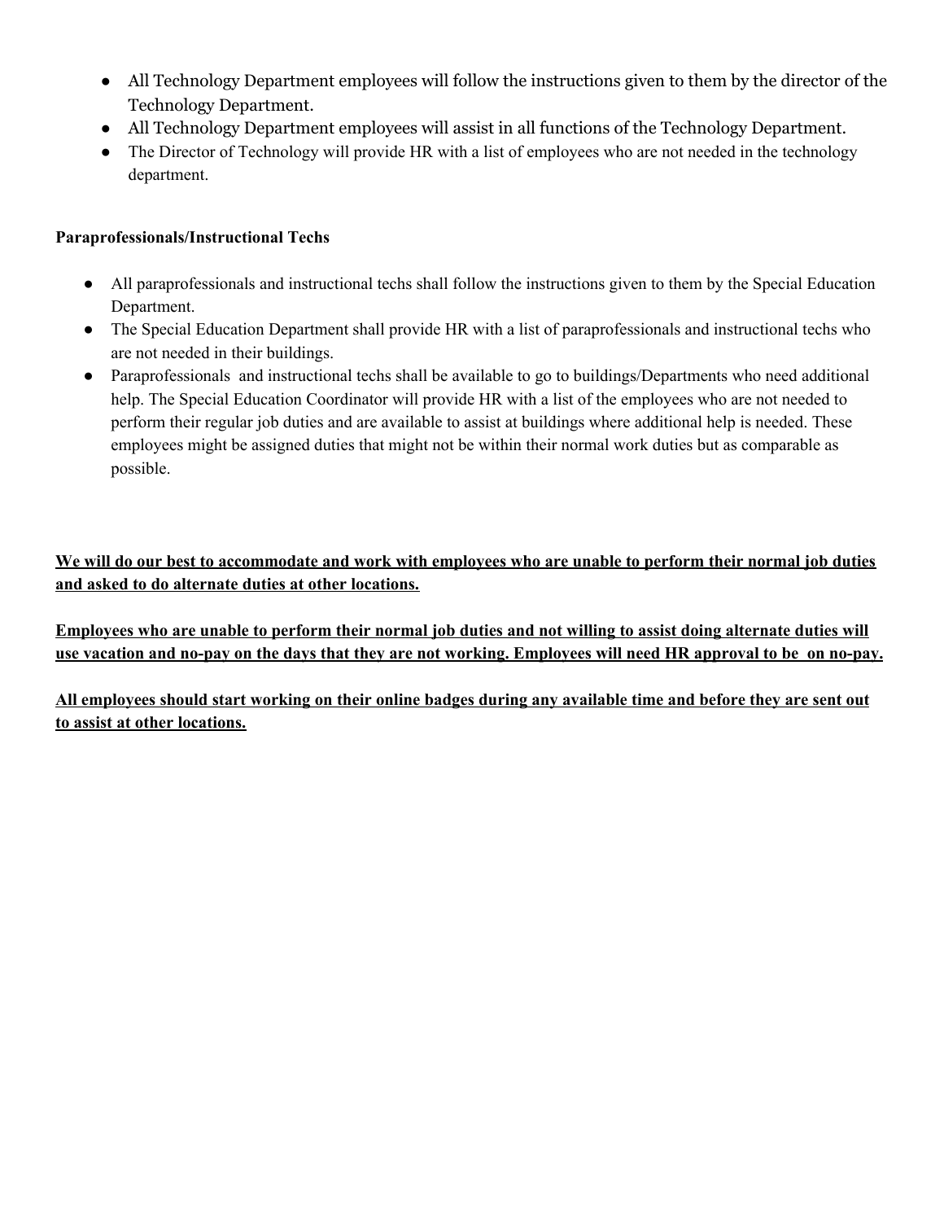- All Technology Department employees will follow the instructions given to them by the director of the Technology Department.
- All Technology Department employees will assist in all functions of the Technology Department.
- The Director of Technology will provide HR with a list of employees who are not needed in the technology department.

**Paraprofessionals/Instructional Techs**

- All paraprofessionals and instructional techs shall follow the instructions given to them by the Special Education Department.
- The Special Education Department shall provide HR with a list of paraprofessionals and instructional techs who are not needed in their buildings.
- Paraprofessionals and instructional techs shall be available to go to buildings/Departments who need additional help. The Special Education Coordinator will provide HR with a list of the employees who are not needed to perform their regular job duties and are available to assist at buildings where additional help is needed. These employees might be assigned duties that might not be within their normal work duties but as comparable as possible.

**We will do our best to accommodate and work with employees who are unable to perform their normal job duties and asked to do alternate duties at other locations.**

**Employees who are unable to perform their normal job duties and not willing to assist doing alternate duties will use vacation and no-pay on the days that they are not working. Employees will need HR approval to be on no-pay.**

**All employees should start working on their online badges during any available time and before they are sent out to assist at other locations.**